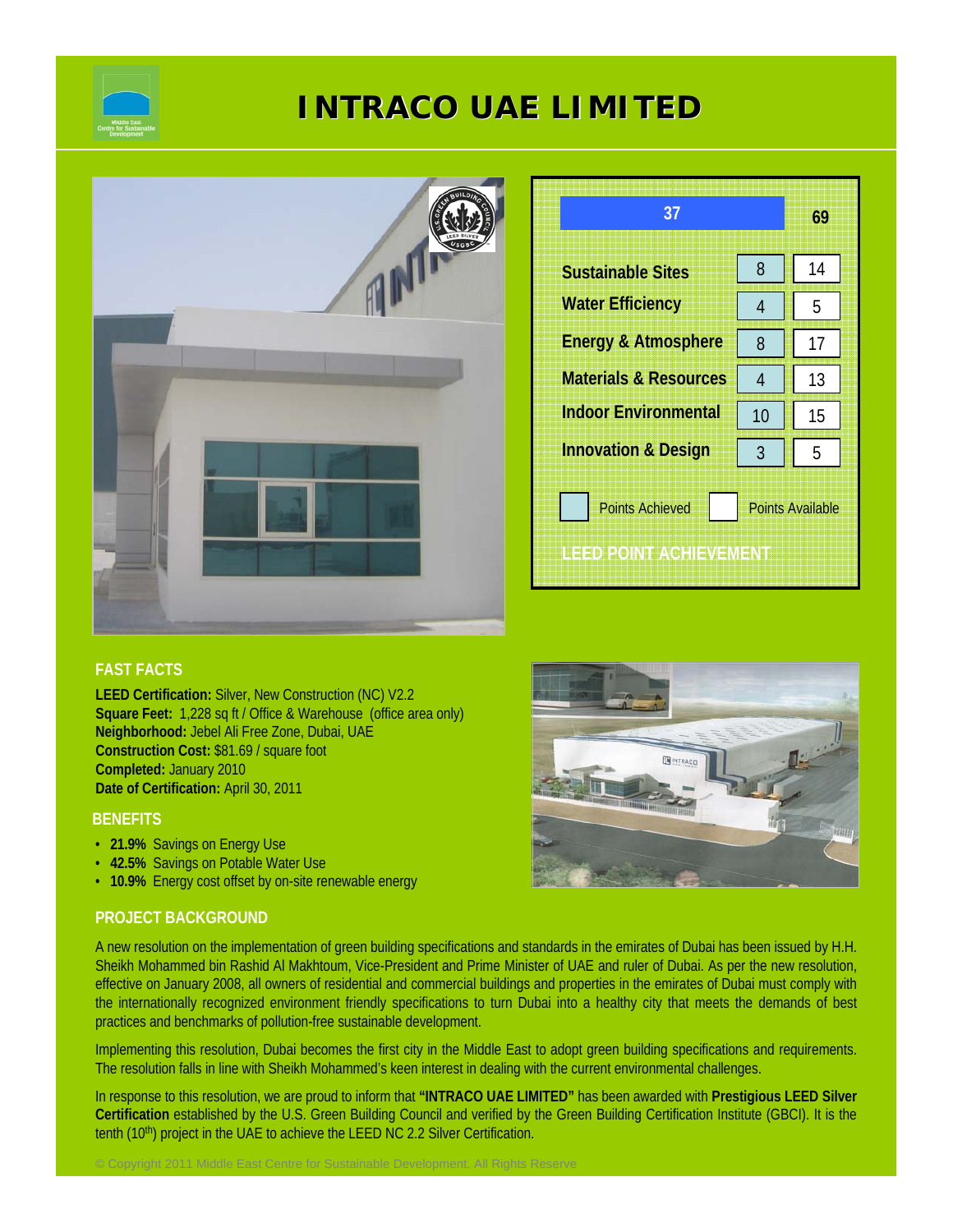# INTRACO UAE LIMITED

| LEED POINT ACHIEVEMENT | Points Achieved | Points Available |
|---|---|---|
| Total | 37 | 69 |
| Sustainable Sites | 8 | 14 |
| Water Efficiency | 4 | 5 |
| Energy & Atmosphere | 8 | 17 |
| Materials & Resources | 4 | 13 |
| Indoor Environmental | 10 | 15 |
| Innovation & Design | 3 | 5 |

## FAST FACTS

**LEED Certification:** Silver, New Construction (NC) V2.2
**Square Feet:** 1,228 sq ft / Office & Warehouse (office area only)
**Neighborhood:** Jebel Ali Free Zone, Dubai, UAE
**Construction Cost:** $81.69 / square foot
**Completed:** January 2010
**Date of Certification:** April 30, 2011

## BENEFITS

- **21.9%** Savings on Energy Use
- **42.5%** Savings on Potable Water Use
- **10.9%** Energy cost offset by on-site renewable energy

## PROJECT BACKGROUND

A new resolution on the implementation of green building specifications and standards in the emirates of Dubai has been issued by H.H. Sheikh Mohammed bin Rashid Al Makhtoum, Vice-President and Prime Minister of UAE and ruler of Dubai. As per the new resolution, effective on January 2008, all owners of residential and commercial buildings and properties in the emirates of Dubai must comply with the internationally recognized environment friendly specifications to turn Dubai into a healthy city that meets the demands of best practices and benchmarks of pollution-free sustainable development.

Implementing this resolution, Dubai becomes the first city in the Middle East to adopt green building specifications and requirements. The resolution falls in line with Sheikh Mohammed's keen interest in dealing with the current environmental challenges.

In response to this resolution, we are proud to inform that **"INTRACO UAE LIMITED"** has been awarded with **Prestigious LEED Silver Certification** established by the U.S. Green Building Council and verified by the Green Building Certification Institute (GBCI). It is the tenth (10th) project in the UAE to achieve the LEED NC 2.2 Silver Certification.

© Copyright 2011 Middle East Centre for Sustainable Development. All Rights Reserve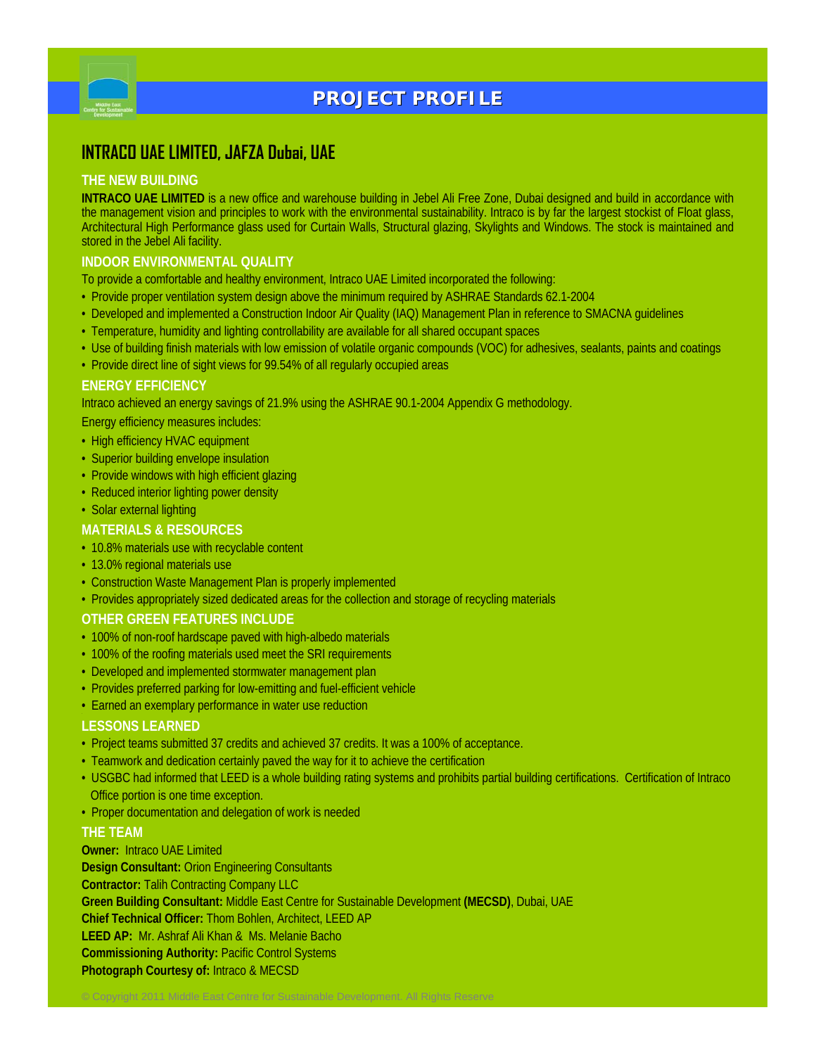# PROJECT PROFILE

## INTRACO UAE LIMITED, JAFZA Dubai, UAE

### THE NEW BUILDING

**INTRACO UAE LIMITED** is a new office and warehouse building in Jebel Ali Free Zone, Dubai designed and build in accordance with the management vision and principles to work with the environmental sustainability. Intraco is by far the largest stockist of Float glass, Architectural High Performance glass used for Curtain Walls, Structural glazing, Skylights and Windows. The stock is maintained and stored in the Jebel Ali facility.

### INDOOR ENVIRONMENTAL QUALITY

To provide a comfortable and healthy environment, Intraco UAE Limited incorporated the following:

- Provide proper ventilation system design above the minimum required by ASHRAE Standards 62.1-2004
- Developed and implemented a Construction Indoor Air Quality (IAQ) Management Plan in reference to SMACNA guidelines
- Temperature, humidity and lighting controllability are available for all shared occupant spaces
- Use of building finish materials with low emission of volatile organic compounds (VOC) for adhesives, sealants, paints and coatings
- Provide direct line of sight views for 99.54% of all regularly occupied areas

### ENERGY EFFICIENCY

Intraco achieved an energy savings of 21.9% using the ASHRAE 90.1-2004 Appendix G methodology.

Energy efficiency measures includes:

- High efficiency HVAC equipment
- Superior building envelope insulation
- Provide windows with high efficient glazing
- Reduced interior lighting power density
- Solar external lighting

### MATERIALS & RESOURCES

- 10.8% materials use with recyclable content
- 13.0% regional materials use
- Construction Waste Management Plan is properly implemented
- Provides appropriately sized dedicated areas for the collection and storage of recycling materials

### OTHER GREEN FEATURES INCLUDE

- 100% of non-roof hardscape paved with high-albedo materials
- 100% of the roofing materials used meet the SRI requirements
- Developed and implemented stormwater management plan
- Provides preferred parking for low-emitting and fuel-efficient vehicle
- Earned an exemplary performance in water use reduction

### LESSONS LEARNED

- Project teams submitted 37 credits and achieved 37 credits. It was a 100% of acceptance.
- Teamwork and dedication certainly paved the way for it to achieve the certification
- USGBC had informed that LEED is a whole building rating systems and prohibits partial building certifications. Certification of Intraco Office portion is one time exception.
- Proper documentation and delegation of work is needed

### THE TEAM

**Owner:** Intraco UAE Limited
**Design Consultant:** Orion Engineering Consultants
**Contractor:** Talih Contracting Company LLC
**Green Building Consultant:** Middle East Centre for Sustainable Development **(MECSD)**, Dubai, UAE
**Chief Technical Officer:** Thom Bohlen, Architect, LEED AP
**LEED AP:** Mr. Ashraf Ali Khan & Ms. Melanie Bacho
**Commissioning Authority:** Pacific Control Systems
**Photograph Courtesy of:** Intraco & MECSD

© Copyright 2011 Middle East Centre for Sustainable Development. All Rights Reserve